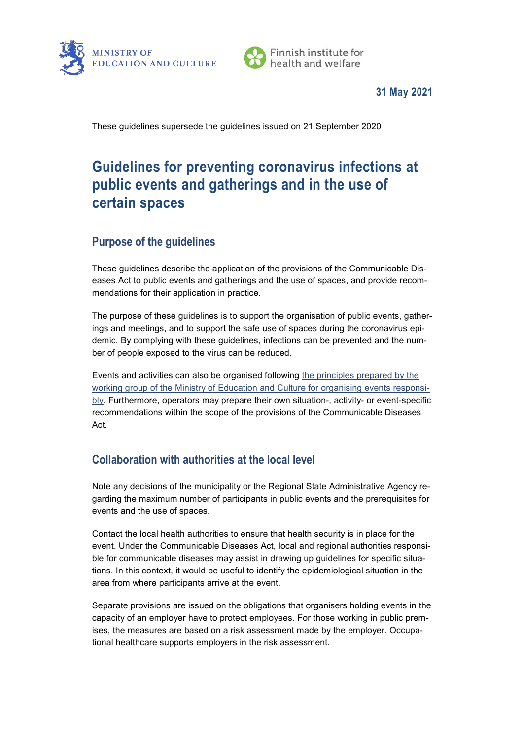MINISTRY OF EDUCATION AND CULTURE

Finnish institute for health and welfare

**31 May 2021**

These guidelines supersede the guidelines issued on 21 September 2020

# Guidelines for preventing coronavirus infections at public events and gatherings and in the use of certain spaces

## Purpose of the guidelines

These guidelines describe the application of the provisions of the Communicable Diseases Act to public events and gatherings and the use of spaces, and provide recommendations for their application in practice.

The purpose of these guidelines is to support the organisation of public events, gatherings and meetings, and to support the safe use of spaces during the coronavirus epidemic. By complying with these guidelines, infections can be prevented and the number of people exposed to the virus can be reduced.

Events and activities can also be organised following the principles prepared by the working group of the Ministry of Education and Culture for organising events responsibly. Furthermore, operators may prepare their own situation-, activity- or event-specific recommendations within the scope of the provisions of the Communicable Diseases Act.

## Collaboration with authorities at the local level

Note any decisions of the municipality or the Regional State Administrative Agency regarding the maximum number of participants in public events and the prerequisites for events and the use of spaces.

Contact the local health authorities to ensure that health security is in place for the event. Under the Communicable Diseases Act, local and regional authorities responsible for communicable diseases may assist in drawing up guidelines for specific situations. In this context, it would be useful to identify the epidemiological situation in the area from where participants arrive at the event.

Separate provisions are issued on the obligations that organisers holding events in the capacity of an employer have to protect employees. For those working in public premises, the measures are based on a risk assessment made by the employer. Occupational healthcare supports employers in the risk assessment.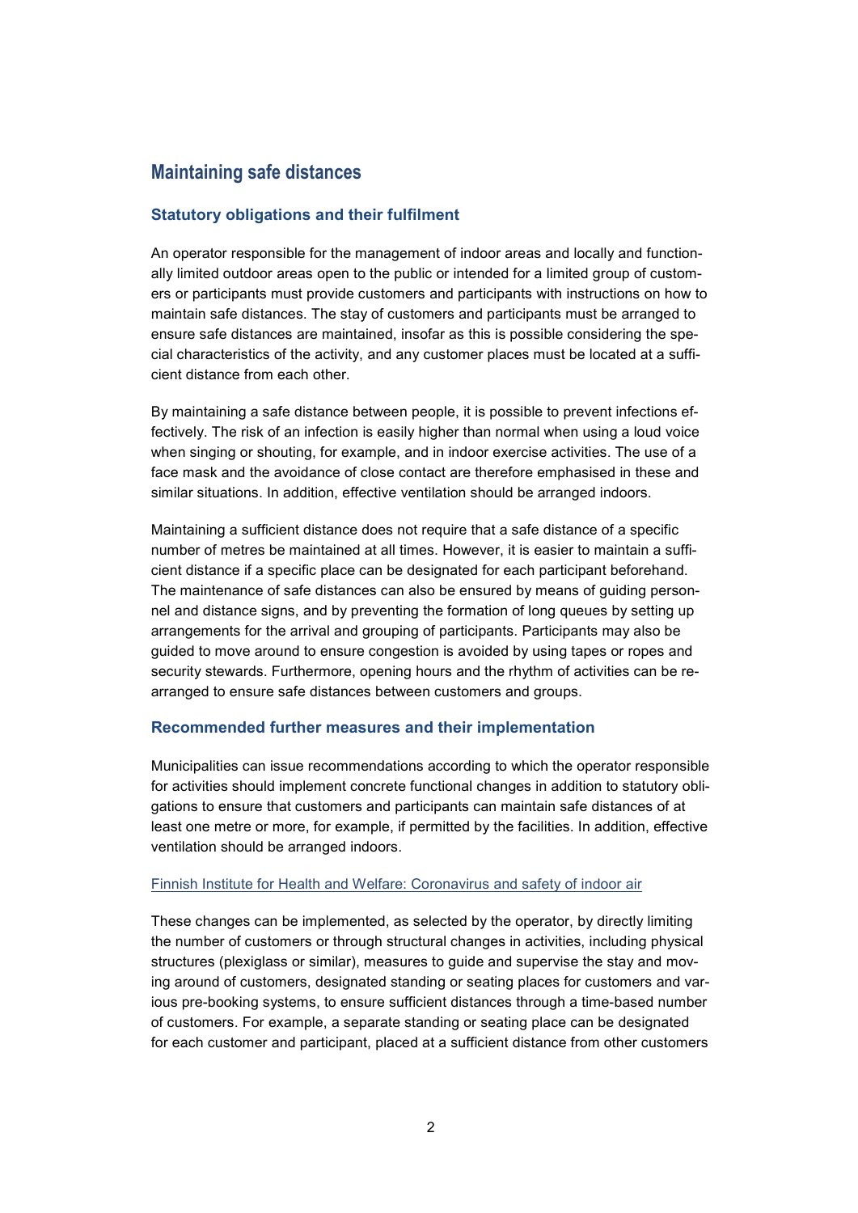## Maintaining safe distances

### Statutory obligations and their fulfilment

An operator responsible for the management of indoor areas and locally and functionally limited outdoor areas open to the public or intended for a limited group of customers or participants must provide customers and participants with instructions on how to maintain safe distances. The stay of customers and participants must be arranged to ensure safe distances are maintained, insofar as this is possible considering the special characteristics of the activity, and any customer places must be located at a sufficient distance from each other.

By maintaining a safe distance between people, it is possible to prevent infections effectively. The risk of an infection is easily higher than normal when using a loud voice when singing or shouting, for example, and in indoor exercise activities. The use of a face mask and the avoidance of close contact are therefore emphasised in these and similar situations. In addition, effective ventilation should be arranged indoors.

Maintaining a sufficient distance does not require that a safe distance of a specific number of metres be maintained at all times. However, it is easier to maintain a sufficient distance if a specific place can be designated for each participant beforehand. The maintenance of safe distances can also be ensured by means of guiding personnel and distance signs, and by preventing the formation of long queues by setting up arrangements for the arrival and grouping of participants. Participants may also be guided to move around to ensure congestion is avoided by using tapes or ropes and security stewards. Furthermore, opening hours and the rhythm of activities can be rearranged to ensure safe distances between customers and groups.

### Recommended further measures and their implementation

Municipalities can issue recommendations according to which the operator responsible for activities should implement concrete functional changes in addition to statutory obligations to ensure that customers and participants can maintain safe distances of at least one metre or more, for example, if permitted by the facilities. In addition, effective ventilation should be arranged indoors.

Finnish Institute for Health and Welfare: Coronavirus and safety of indoor air

These changes can be implemented, as selected by the operator, by directly limiting the number of customers or through structural changes in activities, including physical structures (plexiglass or similar), measures to guide and supervise the stay and moving around of customers, designated standing or seating places for customers and various pre-booking systems, to ensure sufficient distances through a time-based number of customers. For example, a separate standing or seating place can be designated for each customer and participant, placed at a sufficient distance from other customers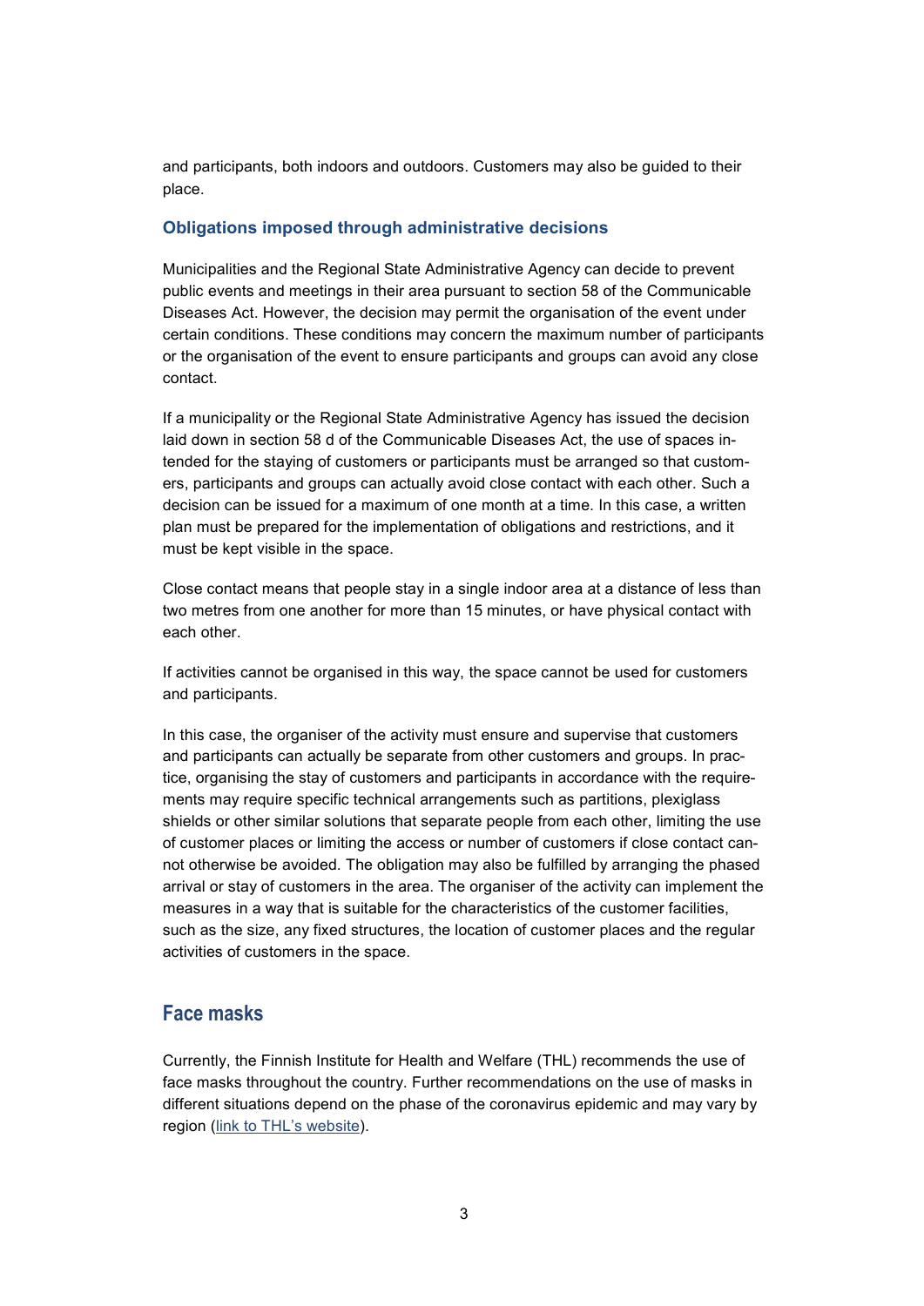and participants, both indoors and outdoors. Customers may also be guided to their place.

### Obligations imposed through administrative decisions

Municipalities and the Regional State Administrative Agency can decide to prevent public events and meetings in their area pursuant to section 58 of the Communicable Diseases Act. However, the decision may permit the organisation of the event under certain conditions. These conditions may concern the maximum number of participants or the organisation of the event to ensure participants and groups can avoid any close contact.

If a municipality or the Regional State Administrative Agency has issued the decision laid down in section 58 d of the Communicable Diseases Act, the use of spaces intended for the staying of customers or participants must be arranged so that customers, participants and groups can actually avoid close contact with each other. Such a decision can be issued for a maximum of one month at a time. In this case, a written plan must be prepared for the implementation of obligations and restrictions, and it must be kept visible in the space.

Close contact means that people stay in a single indoor area at a distance of less than two metres from one another for more than 15 minutes, or have physical contact with each other.

If activities cannot be organised in this way, the space cannot be used for customers and participants.

In this case, the organiser of the activity must ensure and supervise that customers and participants can actually be separate from other customers and groups. In practice, organising the stay of customers and participants in accordance with the requirements may require specific technical arrangements such as partitions, plexiglass shields or other similar solutions that separate people from each other, limiting the use of customer places or limiting the access or number of customers if close contact cannot otherwise be avoided. The obligation may also be fulfilled by arranging the phased arrival or stay of customers in the area. The organiser of the activity can implement the measures in a way that is suitable for the characteristics of the customer facilities, such as the size, any fixed structures, the location of customer places and the regular activities of customers in the space.

## Face masks

Currently, the Finnish Institute for Health and Welfare (THL) recommends the use of face masks throughout the country. Further recommendations on the use of masks in different situations depend on the phase of the coronavirus epidemic and may vary by region (link to THL's website).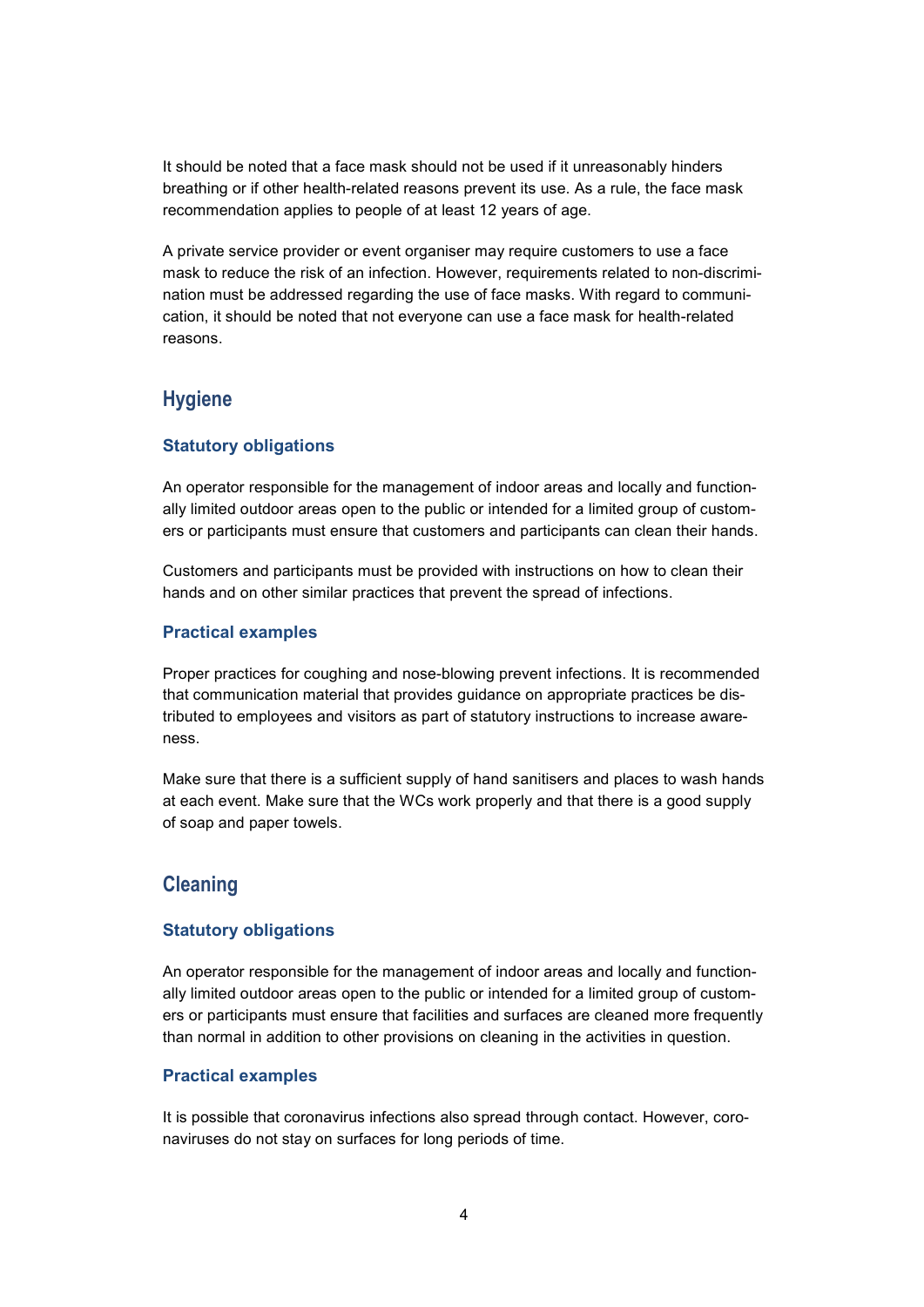It should be noted that a face mask should not be used if it unreasonably hinders breathing or if other health-related reasons prevent its use. As a rule, the face mask recommendation applies to people of at least 12 years of age.

A private service provider or event organiser may require customers to use a face mask to reduce the risk of an infection. However, requirements related to non-discrimination must be addressed regarding the use of face masks. With regard to communication, it should be noted that not everyone can use a face mask for health-related reasons.

## Hygiene

### Statutory obligations

An operator responsible for the management of indoor areas and locally and functionally limited outdoor areas open to the public or intended for a limited group of customers or participants must ensure that customers and participants can clean their hands.

Customers and participants must be provided with instructions on how to clean their hands and on other similar practices that prevent the spread of infections.

### Practical examples

Proper practices for coughing and nose-blowing prevent infections. It is recommended that communication material that provides guidance on appropriate practices be distributed to employees and visitors as part of statutory instructions to increase awareness.

Make sure that there is a sufficient supply of hand sanitisers and places to wash hands at each event. Make sure that the WCs work properly and that there is a good supply of soap and paper towels.

## Cleaning

### Statutory obligations

An operator responsible for the management of indoor areas and locally and functionally limited outdoor areas open to the public or intended for a limited group of customers or participants must ensure that facilities and surfaces are cleaned more frequently than normal in addition to other provisions on cleaning in the activities in question.

### Practical examples

It is possible that coronavirus infections also spread through contact. However, coronaviruses do not stay on surfaces for long periods of time.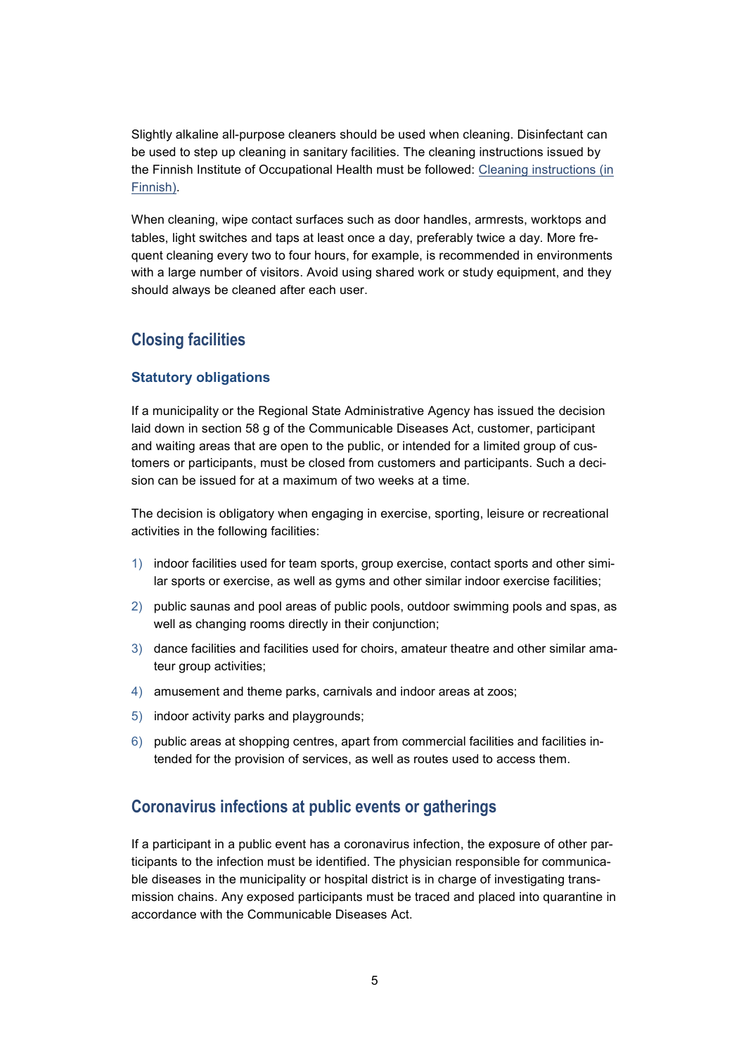Slightly alkaline all-purpose cleaners should be used when cleaning. Disinfectant can be used to step up cleaning in sanitary facilities. The cleaning instructions issued by the Finnish Institute of Occupational Health must be followed: [Cleaning instructions (in Finnish)](#).

When cleaning, wipe contact surfaces such as door handles, armrests, worktops and tables, light switches and taps at least once a day, preferably twice a day. More frequent cleaning every two to four hours, for example, is recommended in environments with a large number of visitors. Avoid using shared work or study equipment, and they should always be cleaned after each user.

## Closing facilities

### Statutory obligations

If a municipality or the Regional State Administrative Agency has issued the decision laid down in section 58 g of the Communicable Diseases Act, customer, participant and waiting areas that are open to the public, or intended for a limited group of customers or participants, must be closed from customers and participants. Such a decision can be issued for at a maximum of two weeks at a time.

The decision is obligatory when engaging in exercise, sporting, leisure or recreational activities in the following facilities:

1) indoor facilities used for team sports, group exercise, contact sports and other similar sports or exercise, as well as gyms and other similar indoor exercise facilities;
2) public saunas and pool areas of public pools, outdoor swimming pools and spas, as well as changing rooms directly in their conjunction;
3) dance facilities and facilities used for choirs, amateur theatre and other similar amateur group activities;
4) amusement and theme parks, carnivals and indoor areas at zoos;
5) indoor activity parks and playgrounds;
6) public areas at shopping centres, apart from commercial facilities and facilities intended for the provision of services, as well as routes used to access them.

## Coronavirus infections at public events or gatherings

If a participant in a public event has a coronavirus infection, the exposure of other participants to the infection must be identified. The physician responsible for communicable diseases in the municipality or hospital district is in charge of investigating transmission chains. Any exposed participants must be traced and placed into quarantine in accordance with the Communicable Diseases Act.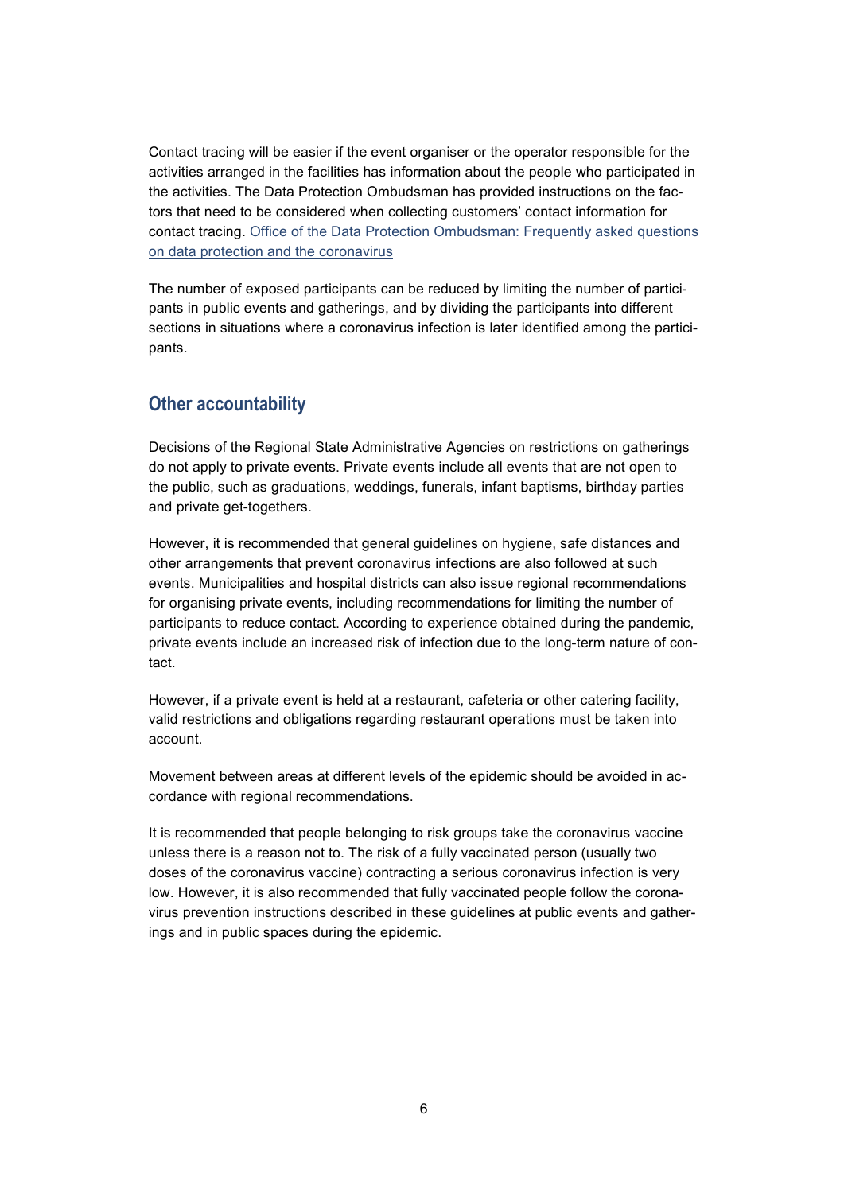Contact tracing will be easier if the event organiser or the operator responsible for the activities arranged in the facilities has information about the people who participated in the activities. The Data Protection Ombudsman has provided instructions on the factors that need to be considered when collecting customers' contact information for contact tracing. [Office of the Data Protection Ombudsman: Frequently asked questions on data protection and the coronavirus]

The number of exposed participants can be reduced by limiting the number of participants in public events and gatherings, and by dividing the participants into different sections in situations where a coronavirus infection is later identified among the participants.

## Other accountability

Decisions of the Regional State Administrative Agencies on restrictions on gatherings do not apply to private events. Private events include all events that are not open to the public, such as graduations, weddings, funerals, infant baptisms, birthday parties and private get-togethers.

However, it is recommended that general guidelines on hygiene, safe distances and other arrangements that prevent coronavirus infections are also followed at such events. Municipalities and hospital districts can also issue regional recommendations for organising private events, including recommendations for limiting the number of participants to reduce contact. According to experience obtained during the pandemic, private events include an increased risk of infection due to the long-term nature of contact.

However, if a private event is held at a restaurant, cafeteria or other catering facility, valid restrictions and obligations regarding restaurant operations must be taken into account.

Movement between areas at different levels of the epidemic should be avoided in accordance with regional recommendations.

It is recommended that people belonging to risk groups take the coronavirus vaccine unless there is a reason not to. The risk of a fully vaccinated person (usually two doses of the coronavirus vaccine) contracting a serious coronavirus infection is very low. However, it is also recommended that fully vaccinated people follow the coronavirus prevention instructions described in these guidelines at public events and gatherings and in public spaces during the epidemic.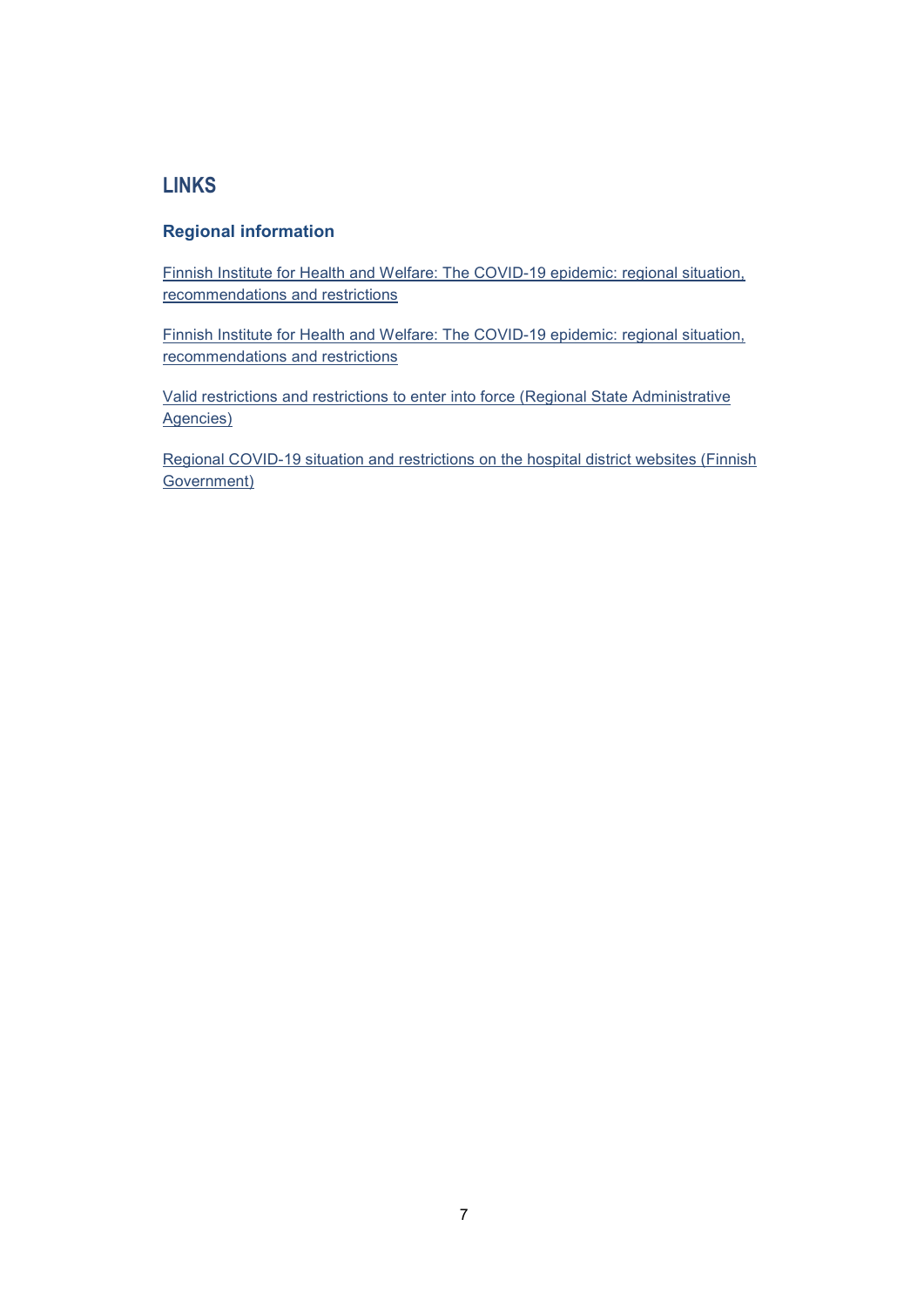## LINKS

### Regional information

Finnish Institute for Health and Welfare: The COVID-19 epidemic: regional situation, recommendations and restrictions

Finnish Institute for Health and Welfare: The COVID-19 epidemic: regional situation, recommendations and restrictions

Valid restrictions and restrictions to enter into force (Regional State Administrative Agencies)

Regional COVID-19 situation and restrictions on the hospital district websites (Finnish Government)